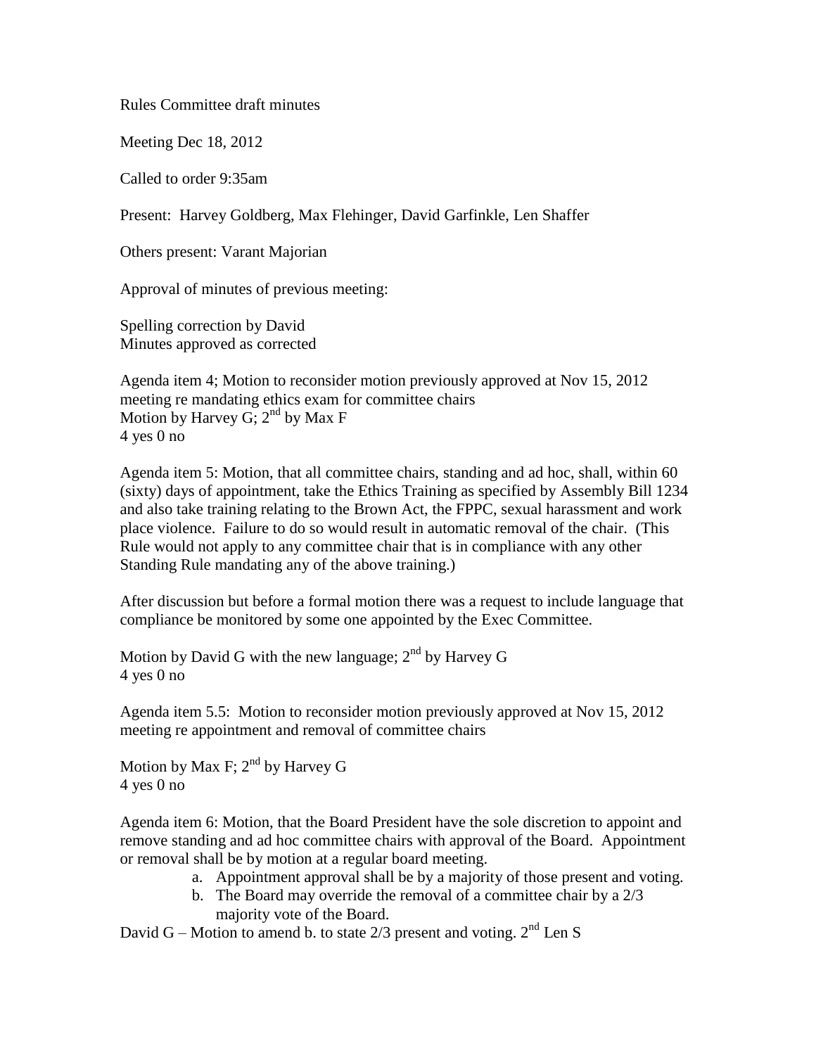Rules Committee draft minutes

Meeting Dec 18, 2012

Called to order 9:35am

Present: Harvey Goldberg, Max Flehinger, David Garfinkle, Len Shaffer

Others present: Varant Majorian

Approval of minutes of previous meeting:

Spelling correction by David
Minutes approved as corrected

Agenda item 4; Motion to reconsider motion previously approved at Nov 15, 2012 meeting re mandating ethics exam for committee chairs
Motion by Harvey G; 2nd by Max F
4 yes 0 no

Agenda item 5: Motion, that all committee chairs, standing and ad hoc, shall, within 60 (sixty) days of appointment, take the Ethics Training as specified by Assembly Bill 1234 and also take training relating to the Brown Act, the FPPC, sexual harassment and work place violence. Failure to do so would result in automatic removal of the chair. (This Rule would not apply to any committee chair that is in compliance with any other Standing Rule mandating any of the above training.)

After discussion but before a formal motion there was a request to include language that compliance be monitored by some one appointed by the Exec Committee.

Motion by David G with the new language; 2nd by Harvey G
4 yes 0 no

Agenda item 5.5: Motion to reconsider motion previously approved at Nov 15, 2012 meeting re appointment and removal of committee chairs

Motion by Max F; 2nd by Harvey G
4 yes 0 no

Agenda item 6: Motion, that the Board President have the sole discretion to appoint and remove standing and ad hoc committee chairs with approval of the Board. Appointment or removal shall be by motion at a regular board meeting.

a. Appointment approval shall be by a majority of those present and voting.
b. The Board may override the removal of a committee chair by a 2/3 majority vote of the Board.

David G – Motion to amend b. to state 2/3 present and voting. 2nd Len S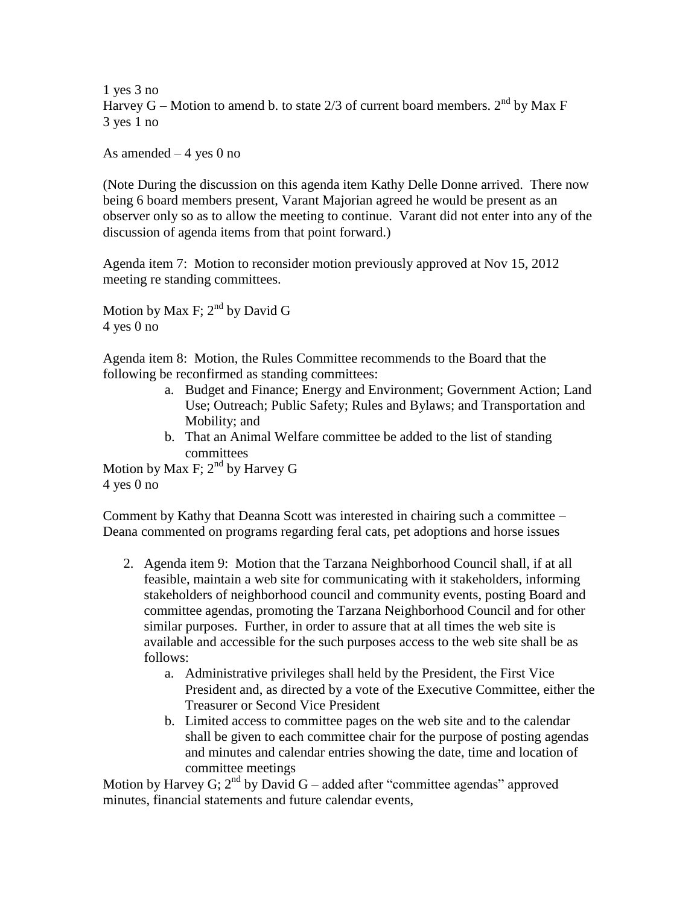1 yes 3 no
Harvey G – Motion to amend b. to state 2/3 of current board members. 2nd by Max F
3 yes 1 no

As amended – 4 yes 0 no

(Note During the discussion on this agenda item Kathy Delle Donne arrived. There now being 6 board members present, Varant Majorian agreed he would be present as an observer only so as to allow the meeting to continue. Varant did not enter into any of the discussion of agenda items from that point forward.)

Agenda item 7: Motion to reconsider motion previously approved at Nov 15, 2012 meeting re standing committees.

Motion by Max F; 2nd by David G
4 yes 0 no

Agenda item 8: Motion, the Rules Committee recommends to the Board that the following be reconfirmed as standing committees:

a. Budget and Finance; Energy and Environment; Government Action; Land Use; Outreach; Public Safety; Rules and Bylaws; and Transportation and Mobility; and
b. That an Animal Welfare committee be added to the list of standing committees

Motion by Max F; 2nd by Harvey G
4 yes 0 no

Comment by Kathy that Deanna Scott was interested in chairing such a committee – Deana commented on programs regarding feral cats, pet adoptions and horse issues

2. Agenda item 9: Motion that the Tarzana Neighborhood Council shall, if at all feasible, maintain a web site for communicating with it stakeholders, informing stakeholders of neighborhood council and community events, posting Board and committee agendas, promoting the Tarzana Neighborhood Council and for other similar purposes. Further, in order to assure that at all times the web site is available and accessible for the such purposes access to the web site shall be as follows:
    a. Administrative privileges shall held by the President, the First Vice President and, as directed by a vote of the Executive Committee, either the Treasurer or Second Vice President
    b. Limited access to committee pages on the web site and to the calendar shall be given to each committee chair for the purpose of posting agendas and minutes and calendar entries showing the date, time and location of committee meetings

Motion by Harvey G; 2nd by David G – added after "committee agendas" approved minutes, financial statements and future calendar events,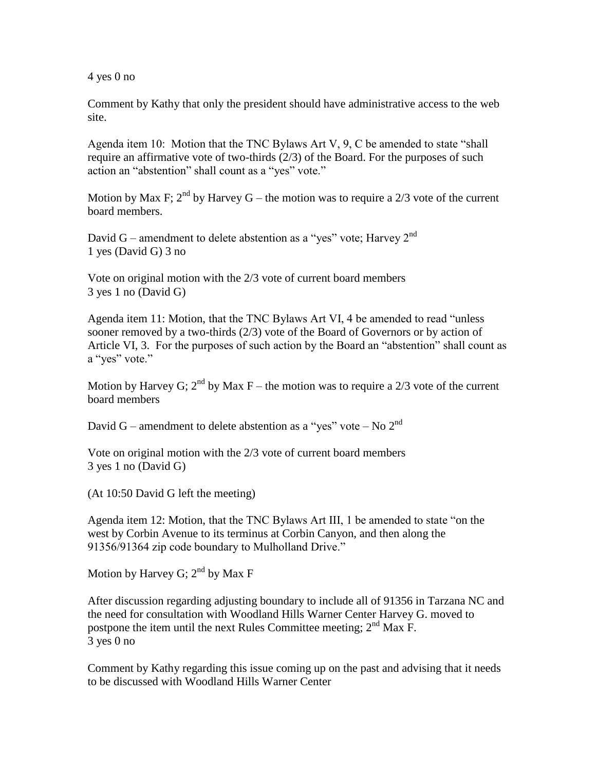4 yes 0 no

Comment by Kathy that only the president should have administrative access to the web site.

Agenda item 10: Motion that the TNC Bylaws Art V, 9, C be amended to state "shall require an affirmative vote of two-thirds (2/3) of the Board. For the purposes of such action an "abstention" shall count as a "yes" vote."

Motion by Max F; 2nd by Harvey G – the motion was to require a 2/3 vote of the current board members.

David G – amendment to delete abstention as a "yes" vote; Harvey 2nd
1 yes (David G) 3 no

Vote on original motion with the 2/3 vote of current board members
3 yes 1 no (David G)

Agenda item 11: Motion, that the TNC Bylaws Art VI, 4 be amended to read "unless sooner removed by a two-thirds (2/3) vote of the Board of Governors or by action of Article VI, 3. For the purposes of such action by the Board an "abstention" shall count as a "yes" vote."

Motion by Harvey G; 2nd by Max F – the motion was to require a 2/3 vote of the current board members

David G – amendment to delete abstention as a "yes" vote – No 2nd

Vote on original motion with the 2/3 vote of current board members
3 yes 1 no (David G)

(At 10:50 David G left the meeting)

Agenda item 12: Motion, that the TNC Bylaws Art III, 1 be amended to state "on the west by Corbin Avenue to its terminus at Corbin Canyon, and then along the 91356/91364 zip code boundary to Mulholland Drive."

Motion by Harvey G; 2nd by Max F

After discussion regarding adjusting boundary to include all of 91356 in Tarzana NC and the need for consultation with Woodland Hills Warner Center Harvey G. moved to postpone the item until the next Rules Committee meeting; 2nd Max F.
3 yes 0 no

Comment by Kathy regarding this issue coming up on the past and advising that it needs to be discussed with Woodland Hills Warner Center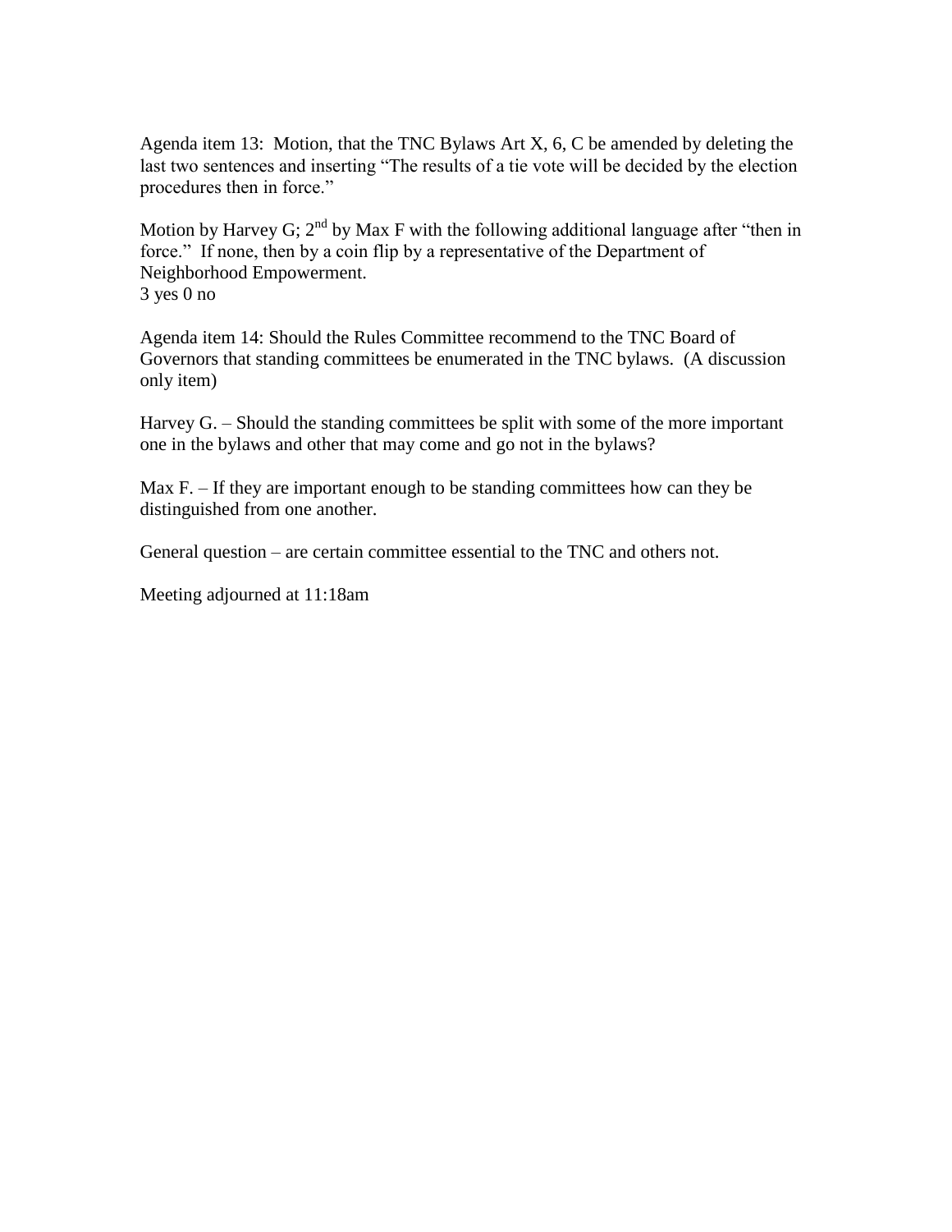Agenda item 13: Motion, that the TNC Bylaws Art X, 6, C be amended by deleting the last two sentences and inserting "The results of a tie vote will be decided by the election procedures then in force."

Motion by Harvey G; 2nd by Max F with the following additional language after "then in force." If none, then by a coin flip by a representative of the Department of Neighborhood Empowerment.
3 yes 0 no

Agenda item 14: Should the Rules Committee recommend to the TNC Board of Governors that standing committees be enumerated in the TNC bylaws. (A discussion only item)

Harvey G. – Should the standing committees be split with some of the more important one in the bylaws and other that may come and go not in the bylaws?

Max F. – If they are important enough to be standing committees how can they be distinguished from one another.

General question – are certain committee essential to the TNC and others not.

Meeting adjourned at 11:18am